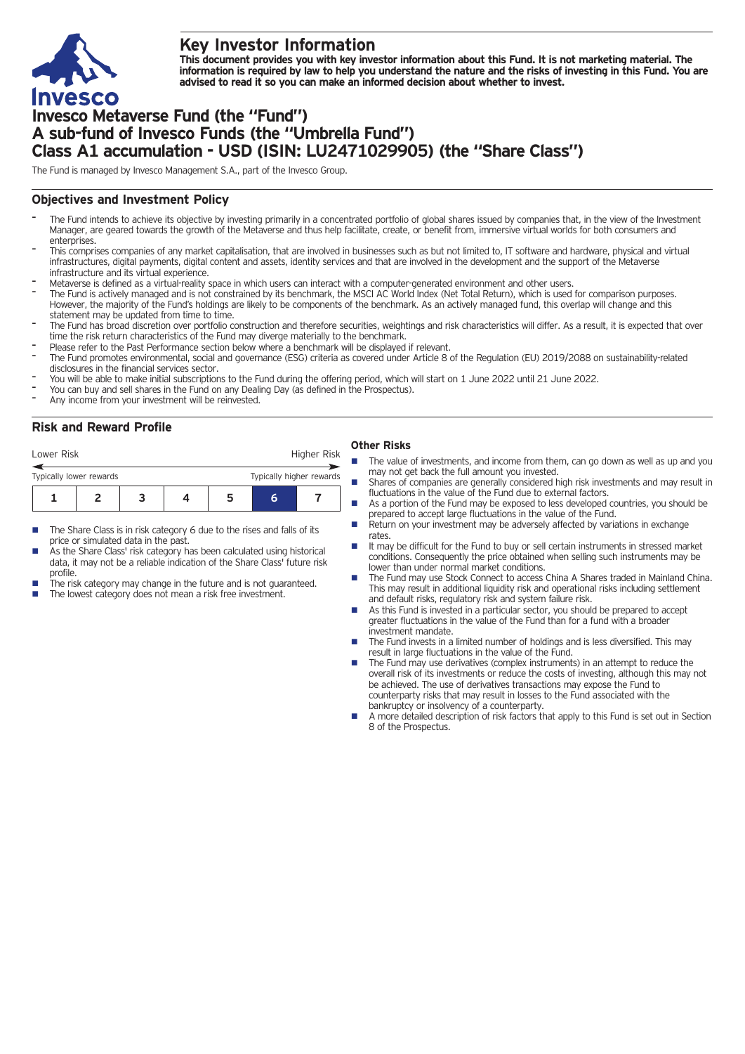# Key Investor Information

**This document provides you with key investor information about this Fund. It is not marketing material. The information is required by law to help you understand the nature and the risks of investing in this Fund. You are advised to read it so you can make an informed decision about whether to invest.**

# Invesco Metaverse Fund (the "Fund")
# A sub-fund of Invesco Funds (the "Umbrella Fund")
# Class A1 accumulation - USD (ISIN: LU2471029905) (the "Share Class")

The Fund is managed by Invesco Management S.A., part of the Invesco Group.

## Objectives and Investment Policy

- The Fund intends to achieve its objective by investing primarily in a concentrated portfolio of global shares issued by companies that, in the view of the Investment Manager, are geared towards the growth of the Metaverse and thus help facilitate, create, or benefit from, immersive virtual worlds for both consumers and enterprises.
- This comprises companies of any market capitalisation, that are involved in businesses such as but not limited to, IT software and hardware, physical and virtual infrastructures, digital payments, digital content and assets, identity services and that are involved in the development and the support of the Metaverse infrastructure and its virtual experience.
- Metaverse is defined as a virtual-reality space in which users can interact with a computer-generated environment and other users.
- The Fund is actively managed and is not constrained by its benchmark, the MSCI AC World Index (Net Total Return), which is used for comparison purposes. However, the majority of the Fund's holdings are likely to be components of the benchmark. As an actively managed fund, this overlap will change and this statement may be updated from time to time.
- The Fund has broad discretion over portfolio construction and therefore securities, weightings and risk characteristics will differ. As a result, it is expected that over time the risk return characteristics of the Fund may diverge materially to the benchmark.
- Please refer to the Past Performance section below where a benchmark will be displayed if relevant.
- The Fund promotes environmental, social and governance (ESG) criteria as covered under Article 8 of the Regulation (EU) 2019/2088 on sustainability-related disclosures in the financial services sector.
- You will be able to make initial subscriptions to the Fund during the offering period, which will start on 1 June 2022 until 21 June 2022.
- You can buy and sell shares in the Fund on any Dealing Day (as defined in the Prospectus).
- Any income from your investment will be reinvested.

## Risk and Reward Profile

| Lower Risk | | | | | | Higher Risk |
|---|---|---|---|---|---|---|
| Typically lower rewards | | | | | | Typically higher rewards |
| 1 | 2 | 3 | 4 | 5 | **6** | 7 |

- The Share Class is in risk category 6 due to the rises and falls of its price or simulated data in the past.
- As the Share Class' risk category has been calculated using historical data, it may not be a reliable indication of the Share Class' future risk profile.
- The risk category may change in the future and is not guaranteed.
- The lowest category does not mean a risk free investment.

### Other Risks

- The value of investments, and income from them, can go down as well as up and you may not get back the full amount you invested.
- Shares of companies are generally considered high risk investments and may result in fluctuations in the value of the Fund due to external factors.
- As a portion of the Fund may be exposed to less developed countries, you should be prepared to accept large fluctuations in the value of the Fund.
- Return on your investment may be adversely affected by variations in exchange rates.
- It may be difficult for the Fund to buy or sell certain instruments in stressed market conditions. Consequently the price obtained when selling such instruments may be lower than under normal market conditions.
- The Fund may use Stock Connect to access China A Shares traded in Mainland China. This may result in additional liquidity risk and operational risks including settlement and default risks, regulatory risk and system failure risk.
- As this Fund is invested in a particular sector, you should be prepared to accept greater fluctuations in the value of the Fund than for a fund with a broader investment mandate.
- The Fund invests in a limited number of holdings and is less diversified. This may result in large fluctuations in the value of the Fund.
- The Fund may use derivatives (complex instruments) in an attempt to reduce the overall risk of its investments or reduce the costs of investing, although this may not be achieved. The use of derivatives transactions may expose the Fund to counterparty risks that may result in losses to the Fund associated with the bankruptcy or insolvency of a counterparty.
- A more detailed description of risk factors that apply to this Fund is set out in Section 8 of the Prospectus.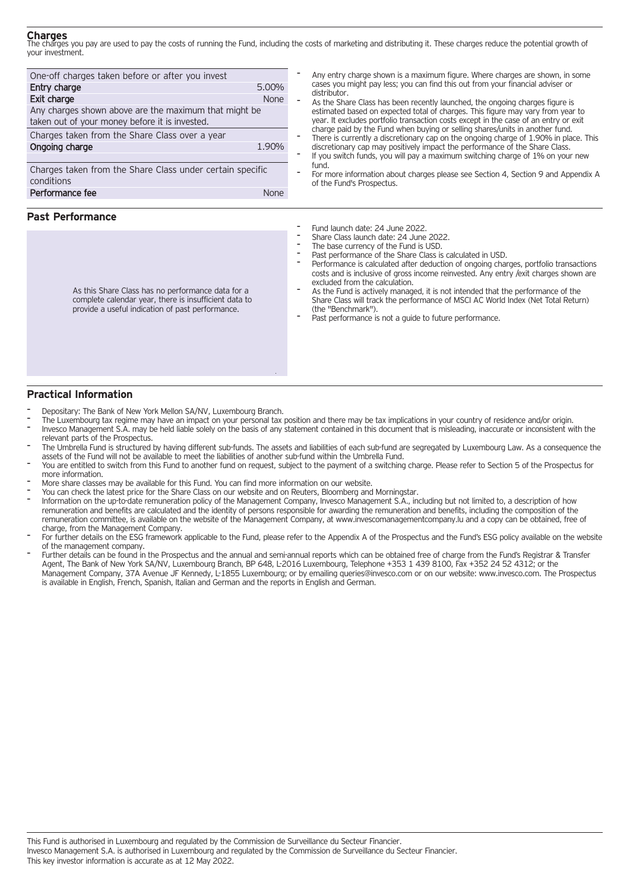## Charges

The charges you pay are used to pay the costs of running the Fund, including the costs of marketing and distributing it. These charges reduce the potential growth of your investment.

| | |
|---|---|
| One-off charges taken before or after you invest | |
| **Entry charge** | 5.00% |
| **Exit charge** | None |
| Any charges shown above are the maximum that might be taken out of your money before it is invested. | |
| Charges taken from the Share Class over a year | |
| **Ongoing charge** | 1.90% |
| Charges taken from the Share Class under certain specific conditions | |
| **Performance fee** | None |

- Any entry charge shown is a maximum figure. Where charges are shown, in some cases you might pay less; you can find this out from your financial adviser or distributor.
- As the Share Class has been recently launched, the ongoing charges figure is estimated based on expected total of charges. This figure may vary from year to year. It excludes portfolio transaction costs except in the case of an entry or exit charge paid by the Fund when buying or selling shares/units in another fund.
- There is currently a discretionary cap on the ongoing charge of 1.90% in place. This discretionary cap may positively impact the performance of the Share Class.
- If you switch funds, you will pay a maximum switching charge of 1% on your new fund.
- For more information about charges please see Section 4, Section 9 and Appendix A of the Fund's Prospectus.

## Past Performance

As this Share Class has no performance data for a complete calendar year, there is insufficient data to provide a useful indication of past performance.

- Fund launch date: 24 June 2022.
- Share Class launch date: 24 June 2022.
- The base currency of the Fund is USD.
- Past performance of the Share Class is calculated in USD.
- Performance is calculated after deduction of ongoing charges, portfolio transactions costs and is inclusive of gross income reinvested. Any entry /exit charges shown are excluded from the calculation.
- As the Fund is actively managed, it is not intended that the performance of the Share Class will track the performance of MSCI AC World Index (Net Total Return) (the "Benchmark").
- Past performance is not a guide to future performance.

## Practical Information

- Depositary: The Bank of New York Mellon SA/NV, Luxembourg Branch.
- The Luxembourg tax regime may have an impact on your personal tax position and there may be tax implications in your country of residence and/or origin.
- Invesco Management S.A. may be held liable solely on the basis of any statement contained in this document that is misleading, inaccurate or inconsistent with the relevant parts of the Prospectus.
- The Umbrella Fund is structured by having different sub-funds. The assets and liabilities of each sub-fund are segregated by Luxembourg Law. As a consequence the assets of the Fund will not be available to meet the liabilities of another sub-fund within the Umbrella Fund.
- You are entitled to switch from this Fund to another fund on request, subject to the payment of a switching charge. Please refer to Section 5 of the Prospectus for more information.
- More share classes may be available for this Fund. You can find more information on our website.
- You can check the latest price for the Share Class on our website and on Reuters, Bloomberg and Morningstar.
- Information on the up-to-date remuneration policy of the Management Company, Invesco Management S.A., including but not limited to, a description of how remuneration and benefits are calculated and the identity of persons responsible for awarding the remuneration and benefits, including the composition of the remuneration committee, is available on the website of the Management Company, at www.invescomanagementcompany.lu and a copy can be obtained, free of charge, from the Management Company.
- For further details on the ESG framework applicable to the Fund, please refer to the Appendix A of the Prospectus and the Fund's ESG policy available on the website of the management company.
- Further details can be found in the Prospectus and the annual and semi-annual reports which can be obtained free of charge from the Fund's Registrar & Transfer Agent, The Bank of New York SA/NV, Luxembourg Branch, BP 648, L-2016 Luxembourg, Telephone +353 1 439 8100, Fax +352 24 52 4312; or the Management Company, 37A Avenue JF Kennedy, L-1855 Luxembourg; or by emailing queries@invesco.com or on our website: www.invesco.com. The Prospectus is available in English, French, Spanish, Italian and German and the reports in English and German.

This Fund is authorised in Luxembourg and regulated by the Commission de Surveillance du Secteur Financier.
Invesco Management S.A. is authorised in Luxembourg and regulated by the Commission de Surveillance du Secteur Financier.
This key investor information is accurate as at 12 May 2022.